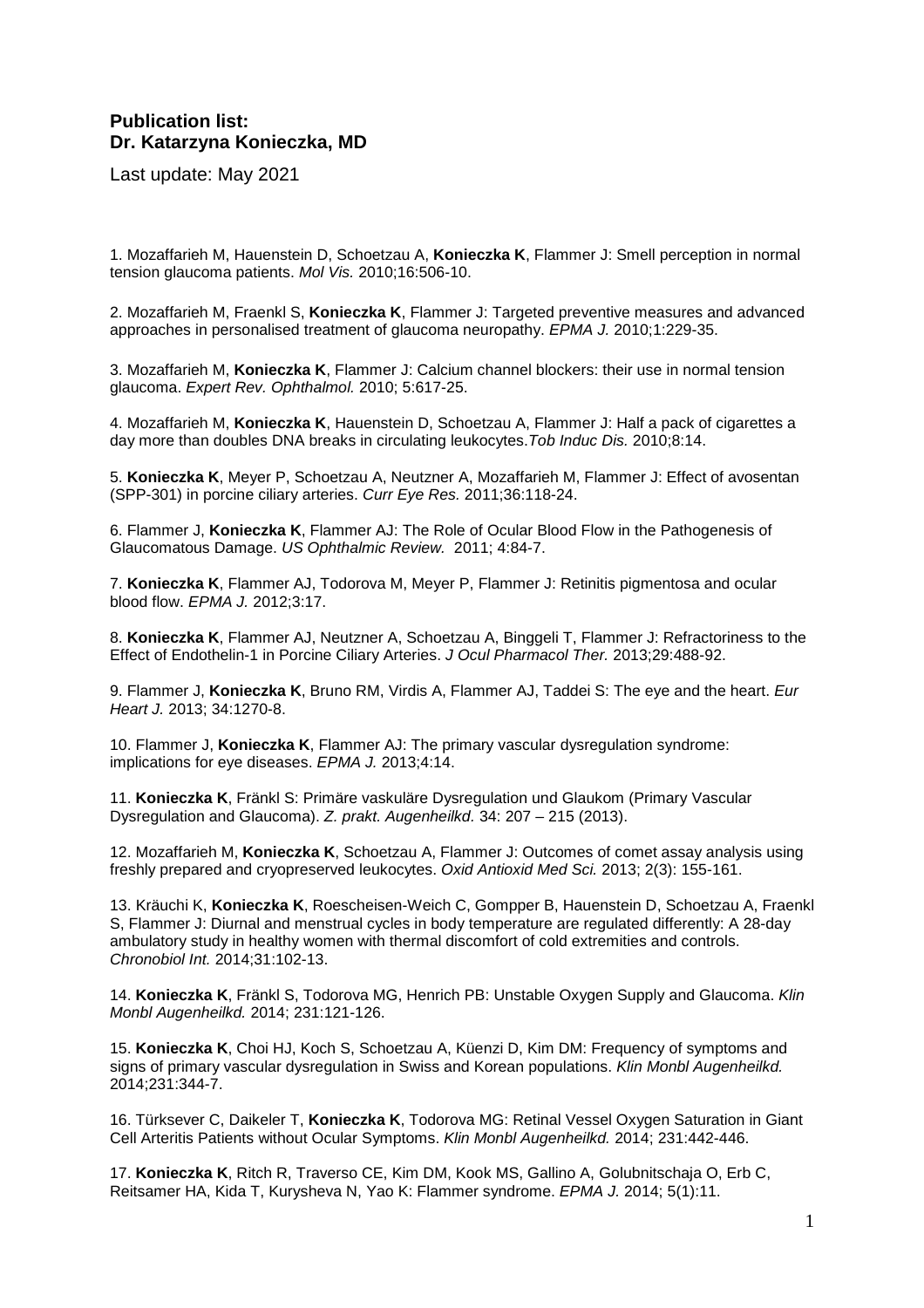**Publication list:**
**Dr. Katarzyna Konieczka, MD**

Last update: May 2021

1. Mozaffarieh M, Hauenstein D, Schoetzau A, **Konieczka K**, Flammer J: Smell perception in normal tension glaucoma patients. *Mol Vis.* 2010;16:506-10.

2. Mozaffarieh M, Fraenkl S, **Konieczka K**, Flammer J: Targeted preventive measures and advanced approaches in personalised treatment of glaucoma neuropathy. *EPMA J.* 2010;1:229-35.

3. Mozaffarieh M, **Konieczka K**, Flammer J: Calcium channel blockers: their use in normal tension glaucoma. *Expert Rev. Ophthalmol.* 2010; 5:617-25.

4. Mozaffarieh M, **Konieczka K**, Hauenstein D, Schoetzau A, Flammer J: Half a pack of cigarettes a day more than doubles DNA breaks in circulating leukocytes.*Tob Induc Dis.* 2010;8:14.

5. **Konieczka K**, Meyer P, Schoetzau A, Neutzner A, Mozaffarieh M, Flammer J: Effect of avosentan (SPP-301) in porcine ciliary arteries. *Curr Eye Res.* 2011;36:118-24.

6. Flammer J, **Konieczka K**, Flammer AJ: The Role of Ocular Blood Flow in the Pathogenesis of Glaucomatous Damage. *US Ophthalmic Review.* 2011; 4:84-7.

7. **Konieczka K**, Flammer AJ, Todorova M, Meyer P, Flammer J: Retinitis pigmentosa and ocular blood flow. *EPMA J.* 2012;3:17.

8. **Konieczka K**, Flammer AJ, Neutzner A, Schoetzau A, Binggeli T, Flammer J: Refractoriness to the Effect of Endothelin-1 in Porcine Ciliary Arteries. *J Ocul Pharmacol Ther.* 2013;29:488-92.

9. Flammer J, **Konieczka K**, Bruno RM, Virdis A, Flammer AJ, Taddei S: The eye and the heart. *Eur Heart J.* 2013; 34:1270-8.

10. Flammer J, **Konieczka K**, Flammer AJ: The primary vascular dysregulation syndrome: implications for eye diseases. *EPMA J.* 2013;4:14.

11. **Konieczka K**, Fränkl S: Primäre vaskuläre Dysregulation und Glaukom (Primary Vascular Dysregulation and Glaucoma). *Z. prakt. Augenheilkd.* 34: 207 – 215 (2013).

12. Mozaffarieh M, **Konieczka K**, Schoetzau A, Flammer J: Outcomes of comet assay analysis using freshly prepared and cryopreserved leukocytes. *Oxid Antioxid Med Sci.* 2013; 2(3): 155-161.

13. Kräuchi K, **Konieczka K**, Roescheisen-Weich C, Gompper B, Hauenstein D, Schoetzau A, Fraenkl S, Flammer J: Diurnal and menstrual cycles in body temperature are regulated differently: A 28-day ambulatory study in healthy women with thermal discomfort of cold extremities and controls. *Chronobiol Int.* 2014;31:102-13.

14. **Konieczka K**, Fränkl S, Todorova MG, Henrich PB: Unstable Oxygen Supply and Glaucoma. *Klin Monbl Augenheilkd.* 2014; 231:121-126.

15. **Konieczka K**, Choi HJ, Koch S, Schoetzau A, Küenzi D, Kim DM: Frequency of symptoms and signs of primary vascular dysregulation in Swiss and Korean populations. *Klin Monbl Augenheilkd.* 2014;231:344-7.

16. Türksever C, Daikeler T, **Konieczka K**, Todorova MG: Retinal Vessel Oxygen Saturation in Giant Cell Arteritis Patients without Ocular Symptoms. *Klin Monbl Augenheilkd.* 2014; 231:442-446.

17. **Konieczka K**, Ritch R, Traverso CE, Kim DM, Kook MS, Gallino A, Golubnitschaja O, Erb C, Reitsamer HA, Kida T, Kurysheva N, Yao K: Flammer syndrome. *EPMA J.* 2014; 5(1):11.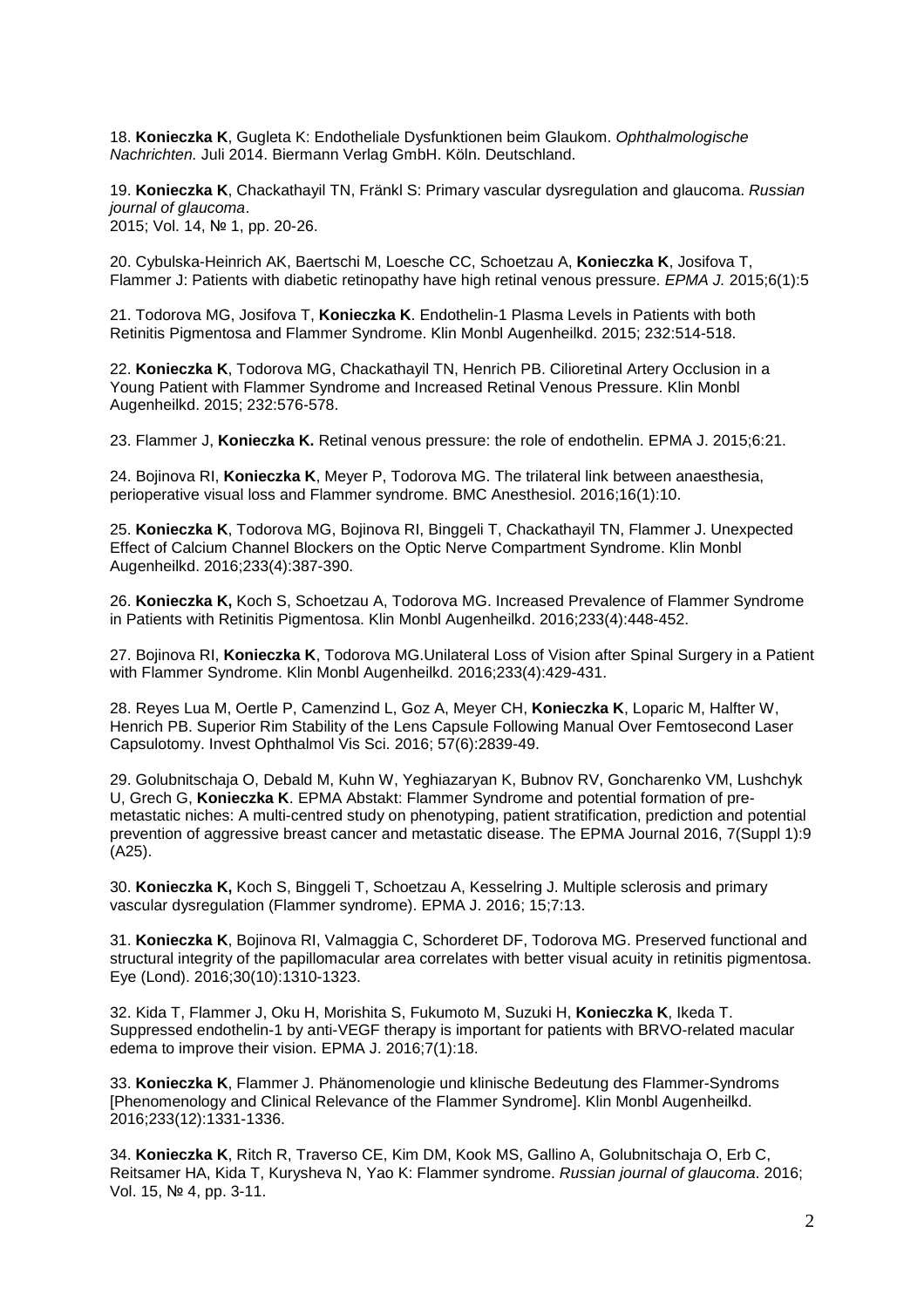18. **Konieczka K**, Gugleta K: Endotheliale Dysfunktionen beim Glaukom. *Ophthalmologische Nachrichten.* Juli 2014. Biermann Verlag GmbH. Köln. Deutschland.

19. **Konieczka K**, Chackathayil TN, Fränkl S: Primary vascular dysregulation and glaucoma. *Russian journal of glaucoma*.
2015; Vol. 14, № 1, pp. 20-26.

20. Cybulska-Heinrich AK, Baertschi M, Loesche CC, Schoetzau A, **Konieczka K**, Josifova T, Flammer J: Patients with diabetic retinopathy have high retinal venous pressure. *EPMA J.* 2015;6(1):5

21. Todorova MG, Josifova T, **Konieczka K**. Endothelin-1 Plasma Levels in Patients with both Retinitis Pigmentosa and Flammer Syndrome. Klin Monbl Augenheilkd. 2015; 232:514-518.

22. **Konieczka K**, Todorova MG, Chackathayil TN, Henrich PB. Cilioretinal Artery Occlusion in a Young Patient with Flammer Syndrome and Increased Retinal Venous Pressure. Klin Monbl Augenheilkd. 2015; 232:576-578.

23. Flammer J, **Konieczka K.** Retinal venous pressure: the role of endothelin. EPMA J. 2015;6:21.

24. Bojinova RI, **Konieczka K**, Meyer P, Todorova MG. The trilateral link between anaesthesia, perioperative visual loss and Flammer syndrome. BMC Anesthesiol. 2016;16(1):10.

25. **Konieczka K**, Todorova MG, Bojinova RI, Binggeli T, Chackathayil TN, Flammer J. Unexpected Effect of Calcium Channel Blockers on the Optic Nerve Compartment Syndrome. Klin Monbl Augenheilkd. 2016;233(4):387-390.

26. **Konieczka K,** Koch S, Schoetzau A, Todorova MG. Increased Prevalence of Flammer Syndrome in Patients with Retinitis Pigmentosa. Klin Monbl Augenheilkd. 2016;233(4):448-452.

27. Bojinova RI, **Konieczka K**, Todorova MG.Unilateral Loss of Vision after Spinal Surgery in a Patient with Flammer Syndrome. Klin Monbl Augenheilkd. 2016;233(4):429-431.

28. Reyes Lua M, Oertle P, Camenzind L, Goz A, Meyer CH, **Konieczka K**, Loparic M, Halfter W, Henrich PB. Superior Rim Stability of the Lens Capsule Following Manual Over Femtosecond Laser Capsulotomy. Invest Ophthalmol Vis Sci. 2016; 57(6):2839-49.

29. Golubnitschaja O, Debald M, Kuhn W, Yeghiazaryan K, Bubnov RV, Goncharenko VM, Lushchyk U, Grech G, **Konieczka K**. EPMA Abstakt: Flammer Syndrome and potential formation of pre-metastatic niches: A multi-centred study on phenotyping, patient stratification, prediction and potential prevention of aggressive breast cancer and metastatic disease. The EPMA Journal 2016, 7(Suppl 1):9 (A25).

30. **Konieczka K,** Koch S, Binggeli T, Schoetzau A, Kesselring J. Multiple sclerosis and primary vascular dysregulation (Flammer syndrome). EPMA J. 2016; 15;7:13.

31. **Konieczka K**, Bojinova RI, Valmaggia C, Schorderet DF, Todorova MG. Preserved functional and structural integrity of the papillomacular area correlates with better visual acuity in retinitis pigmentosa. Eye (Lond). 2016;30(10):1310-1323.

32. Kida T, Flammer J, Oku H, Morishita S, Fukumoto M, Suzuki H, **Konieczka K**, Ikeda T. Suppressed endothelin-1 by anti-VEGF therapy is important for patients with BRVO-related macular edema to improve their vision. EPMA J. 2016;7(1):18.

33. **Konieczka K**, Flammer J. Phänomenologie und klinische Bedeutung des Flammer-Syndroms [Phenomenology and Clinical Relevance of the Flammer Syndrome]. Klin Monbl Augenheilkd. 2016;233(12):1331-1336.

34. **Konieczka K**, Ritch R, Traverso CE, Kim DM, Kook MS, Gallino A, Golubnitschaja O, Erb C, Reitsamer HA, Kida T, Kurysheva N, Yao K: Flammer syndrome. *Russian journal of glaucoma.* 2016; Vol. 15, № 4, pp. 3-11.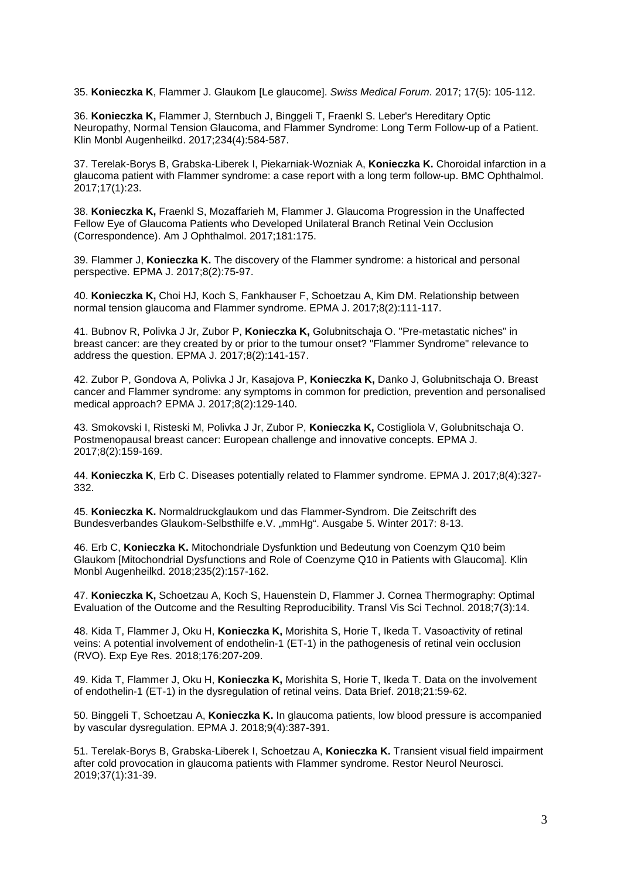35. **Konieczka K**, Flammer J. Glaukom [Le glaucome]. *Swiss Medical Forum*. 2017; 17(5): 105-112.

36. **Konieczka K,** Flammer J, Sternbuch J, Binggeli T, Fraenkl S. Leber's Hereditary Optic Neuropathy, Normal Tension Glaucoma, and Flammer Syndrome: Long Term Follow-up of a Patient. Klin Monbl Augenheilkd. 2017;234(4):584-587.

37. Terelak-Borys B, Grabska-Liberek I, Piekarniak-Wozniak A, **Konieczka K.** Choroidal infarction in a glaucoma patient with Flammer syndrome: a case report with a long term follow-up. BMC Ophthalmol. 2017;17(1):23.

38. **Konieczka K,** Fraenkl S, Mozaffarieh M, Flammer J. Glaucoma Progression in the Unaffected Fellow Eye of Glaucoma Patients who Developed Unilateral Branch Retinal Vein Occlusion (Correspondence). Am J Ophthalmol. 2017;181:175.

39. Flammer J, **Konieczka K.** The discovery of the Flammer syndrome: a historical and personal perspective. EPMA J. 2017;8(2):75-97.

40. **Konieczka K,** Choi HJ, Koch S, Fankhauser F, Schoetzau A, Kim DM. Relationship between normal tension glaucoma and Flammer syndrome. EPMA J. 2017;8(2):111-117.

41. Bubnov R, Polivka J Jr, Zubor P, **Konieczka K,** Golubnitschaja O. "Pre-metastatic niches" in breast cancer: are they created by or prior to the tumour onset? "Flammer Syndrome" relevance to address the question. EPMA J. 2017;8(2):141-157.

42. Zubor P, Gondova A, Polivka J Jr, Kasajova P, **Konieczka K,** Danko J, Golubnitschaja O. Breast cancer and Flammer syndrome: any symptoms in common for prediction, prevention and personalised medical approach? EPMA J. 2017;8(2):129-140.

43. Smokovski I, Risteski M, Polivka J Jr, Zubor P, **Konieczka K,** Costigliola V, Golubnitschaja O. Postmenopausal breast cancer: European challenge and innovative concepts. EPMA J. 2017;8(2):159-169.

44. **Konieczka K**, Erb C. Diseases potentially related to Flammer syndrome. EPMA J. 2017;8(4):327-332.

45. **Konieczka K.** Normaldruckglaukom und das Flammer-Syndrom. Die Zeitschrift des Bundesverbandes Glaukom-Selbsthilfe e.V. „mmHg". Ausgabe 5. Winter 2017: 8-13.

46. Erb C, **Konieczka K.** Mitochondriale Dysfunktion und Bedeutung von Coenzym Q10 beim Glaukom [Mitochondrial Dysfunctions and Role of Coenzyme Q10 in Patients with Glaucoma]. Klin Monbl Augenheilkd. 2018;235(2):157-162.

47. **Konieczka K,** Schoetzau A, Koch S, Hauenstein D, Flammer J. Cornea Thermography: Optimal Evaluation of the Outcome and the Resulting Reproducibility. Transl Vis Sci Technol. 2018;7(3):14.

48. Kida T, Flammer J, Oku H, **Konieczka K,** Morishita S, Horie T, Ikeda T. Vasoactivity of retinal veins: A potential involvement of endothelin-1 (ET-1) in the pathogenesis of retinal vein occlusion (RVO). Exp Eye Res. 2018;176:207-209.

49. Kida T, Flammer J, Oku H, **Konieczka K,** Morishita S, Horie T, Ikeda T. Data on the involvement of endothelin-1 (ET-1) in the dysregulation of retinal veins. Data Brief. 2018;21:59-62.

50. Binggeli T, Schoetzau A, **Konieczka K.** In glaucoma patients, low blood pressure is accompanied by vascular dysregulation. EPMA J. 2018;9(4):387-391.

51. Terelak-Borys B, Grabska-Liberek I, Schoetzau A, **Konieczka K.** Transient visual field impairment after cold provocation in glaucoma patients with Flammer syndrome. Restor Neurol Neurosci. 2019;37(1):31-39.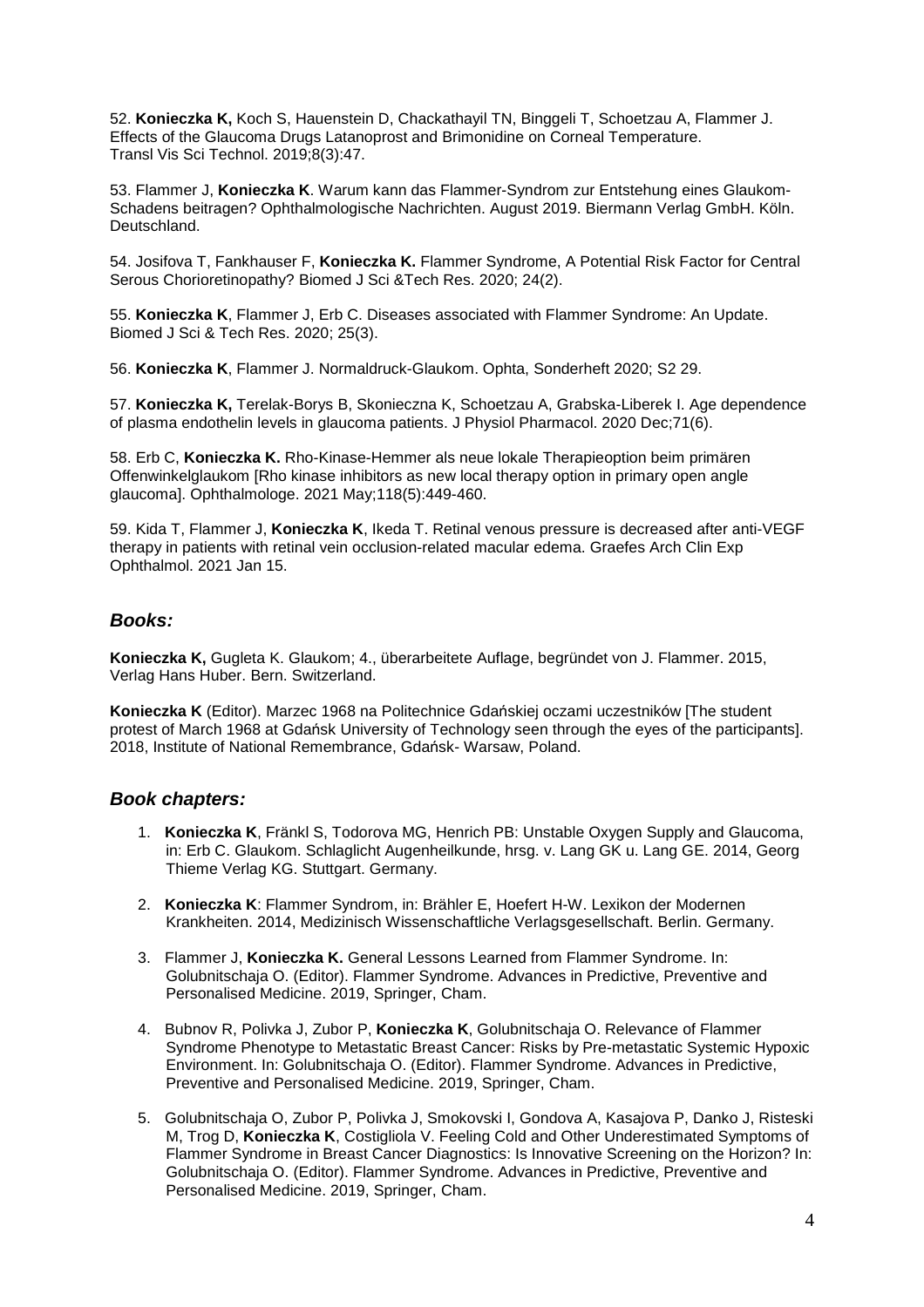52. **Konieczka K,** Koch S, Hauenstein D, Chackathayil TN, Binggeli T, Schoetzau A, Flammer J. Effects of the Glaucoma Drugs Latanoprost and Brimonidine on Corneal Temperature. Transl Vis Sci Technol. 2019;8(3):47.

53. Flammer J, **Konieczka K**. Warum kann das Flammer-Syndrom zur Entstehung eines Glaukom-Schadens beitragen? Ophthalmologische Nachrichten. August 2019. Biermann Verlag GmbH. Köln. Deutschland.

54. Josifova T, Fankhauser F, **Konieczka K.** Flammer Syndrome, A Potential Risk Factor for Central Serous Chorioretinopathy? Biomed J Sci &Tech Res. 2020; 24(2).

55. **Konieczka K**, Flammer J, Erb C. Diseases associated with Flammer Syndrome: An Update. Biomed J Sci & Tech Res. 2020; 25(3).

56. **Konieczka K**, Flammer J. Normaldruck-Glaukom. Ophta, Sonderheft 2020; S2 29.

57. **Konieczka K,** Terelak-Borys B, Skonieczna K, Schoetzau A, Grabska-Liberek I. Age dependence of plasma endothelin levels in glaucoma patients. J Physiol Pharmacol. 2020 Dec;71(6).

58. Erb C, **Konieczka K.** Rho-Kinase-Hemmer als neue lokale Therapieoption beim primären Offenwinkelglaukom [Rho kinase inhibitors as new local therapy option in primary open angle glaucoma]. Ophthalmologe. 2021 May;118(5):449-460.

59. Kida T, Flammer J, **Konieczka K**, Ikeda T. Retinal venous pressure is decreased after anti-VEGF therapy in patients with retinal vein occlusion-related macular edema. Graefes Arch Clin Exp Ophthalmol. 2021 Jan 15.

## *Books:*

**Konieczka K,** Gugleta K. Glaukom; 4., überarbeitete Auflage, begründet von J. Flammer. 2015, Verlag Hans Huber. Bern. Switzerland.

**Konieczka K** (Editor). Marzec 1968 na Politechnice Gdańskiej oczami uczestników [The student protest of March 1968 at Gdańsk University of Technology seen through the eyes of the participants]. 2018, Institute of National Remembrance, Gdańsk- Warsaw, Poland.

## *Book chapters:*

1. **Konieczka K**, Fränkl S, Todorova MG, Henrich PB: Unstable Oxygen Supply and Glaucoma, in: Erb C. Glaukom. Schlaglicht Augenheilkunde, hrsg. v. Lang GK u. Lang GE. 2014, Georg Thieme Verlag KG. Stuttgart. Germany.
2. **Konieczka K**: Flammer Syndrom, in: Brähler E, Hoefert H-W. Lexikon der Modernen Krankheiten. 2014, Medizinisch Wissenschaftliche Verlagsgesellschaft. Berlin. Germany.
3. Flammer J, **Konieczka K.** General Lessons Learned from Flammer Syndrome. In: Golubnitschaja O. (Editor). Flammer Syndrome. Advances in Predictive, Preventive and Personalised Medicine. 2019, Springer, Cham.
4. Bubnov R, Polivka J, Zubor P, **Konieczka K**, Golubnitschaja O. Relevance of Flammer Syndrome Phenotype to Metastatic Breast Cancer: Risks by Pre-metastatic Systemic Hypoxic Environment. In: Golubnitschaja O. (Editor). Flammer Syndrome. Advances in Predictive, Preventive and Personalised Medicine. 2019, Springer, Cham.
5. Golubnitschaja O, Zubor P, Polivka J, Smokovski I, Gondova A, Kasajova P, Danko J, Risteski M, Trog D, **Konieczka K**, Costigliola V. Feeling Cold and Other Underestimated Symptoms of Flammer Syndrome in Breast Cancer Diagnostics: Is Innovative Screening on the Horizon? In: Golubnitschaja O. (Editor). Flammer Syndrome. Advances in Predictive, Preventive and Personalised Medicine. 2019, Springer, Cham.